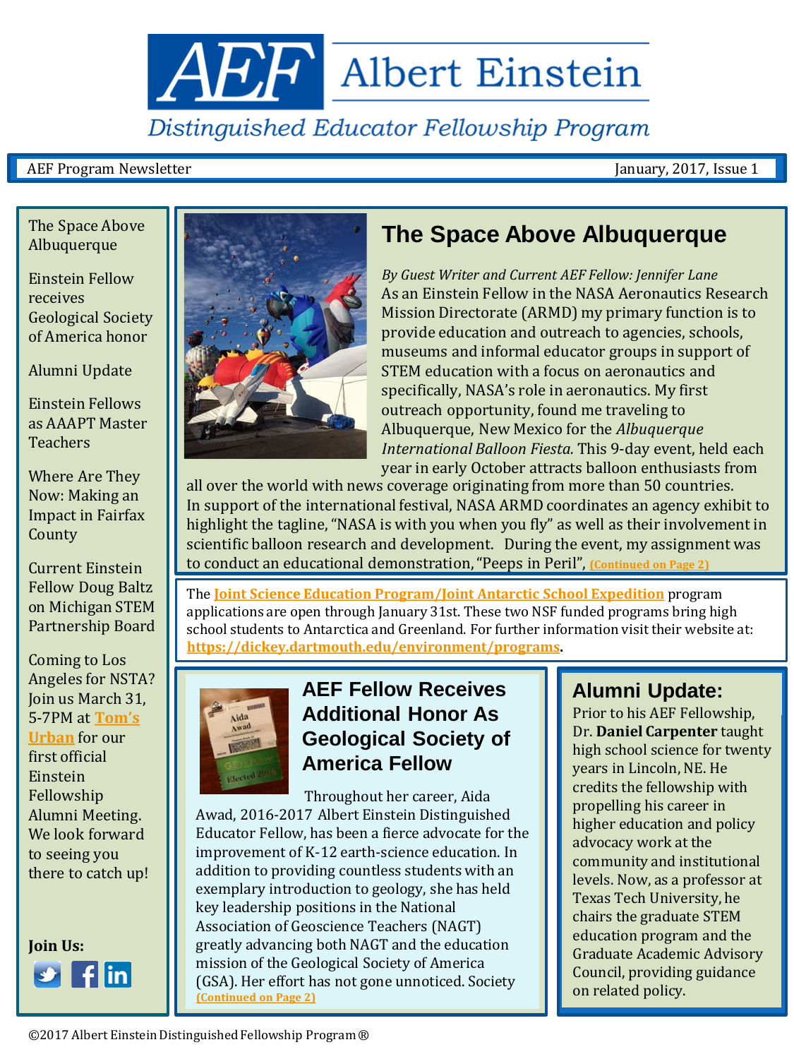# AEF Albert Einstein Distinguished Educator Fellowship Program

AEF Program Newsletter — January, 2017, Issue 1

The Space Above Albuquerque

Einstein Fellow receives Geological Society of America honor

Alumni Update

Einstein Fellows as AAAPT Master Teachers

Where Are They Now: Making an Impact in Fairfax County

Current Einstein Fellow Doug Baltz on Michigan STEM Partnership Board

Coming to Los Angeles for NSTA? Join us March 31, 5-7PM at Tom's Urban for our first official Einstein Fellowship Alumni Meeting. We look forward to seeing you there to catch up!

**Join Us:**

## The Space Above Albuquerque

*By Guest Writer and Current AEF Fellow: Jennifer Lane*

As an Einstein Fellow in the NASA Aeronautics Research Mission Directorate (ARMD) my primary function is to provide education and outreach to agencies, schools, museums and informal educator groups in support of STEM education with a focus on aeronautics and specifically, NASA's role in aeronautics. My first outreach opportunity, found me traveling to Albuquerque, New Mexico for the *Albuquerque International Balloon Fiesta.* This 9-day event, held each year in early October attracts balloon enthusiasts from all over the world with news coverage originating from more than 50 countries. In support of the international festival, NASA ARMD coordinates an agency exhibit to highlight the tagline, "NASA is with you when you fly" as well as their involvement in scientific balloon research and development. During the event, my assignment was to conduct an educational demonstration, "Peeps in Peril", **(Continued on Page 2)**

The **Joint Science Education Program/Joint Antarctic School Expedition** program applications are open through January 31st. These two NSF funded programs bring high school students to Antarctica and Greenland. For further information visit their website at: **https://dickey.dartmouth.edu/environment/programs**.

## AEF Fellow Receives Additional Honor As Geological Society of America Fellow

Throughout her career, Aida Awad, 2016-2017 Albert Einstein Distinguished Educator Fellow, has been a fierce advocate for the improvement of K-12 earth-science education. In addition to providing countless students with an exemplary introduction to geology, she has held key leadership positions in the National Association of Geoscience Teachers (NAGT) greatly advancing both NAGT and the education mission of the Geological Society of America (GSA). Her effort has not gone unnoticed. Society **(Continued on Page 2)**

## Alumni Update:

Prior to his AEF Fellowship, Dr. **Daniel Carpenter** taught high school science for twenty years in Lincoln, NE. He credits the fellowship with propelling his career in higher education and policy advocacy work at the community and institutional levels. Now, as a professor at Texas Tech University, he chairs the graduate STEM education program and the Graduate Academic Advisory Council, providing guidance on related policy.

©2017 Albert Einstein Distinguished Fellowship Program®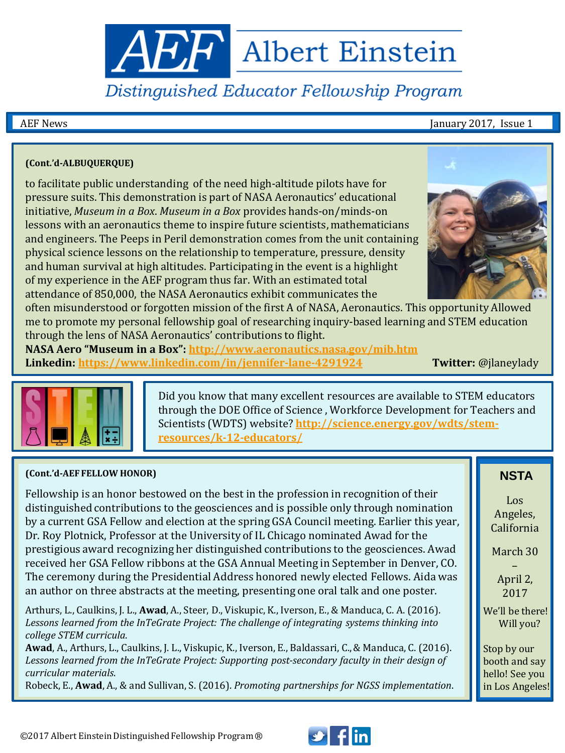# AEF Albert Einstein

*Distinguished Educator Fellowship Program*

AEF News — January 2017, Issue 1

**(Cont.'d-ALBUQUERQUE)**

to facilitate public understanding of the need high-altitude pilots have for pressure suits. This demonstration is part of NASA Aeronautics' educational initiative, *Museum in a Box*. *Museum in a Box* provides hands-on/minds-on lessons with an aeronautics theme to inspire future scientists, mathematicians and engineers. The Peeps in Peril demonstration comes from the unit containing physical science lessons on the relationship to temperature, pressure, density and human survival at high altitudes. Participating in the event is a highlight of my experience in the AEF program thus far. With an estimated total attendance of 850,000, the NASA Aeronautics exhibit communicates the often misunderstood or forgotten mission of the first A of NASA, Aeronautics. This opportunity Allowed me to promote my personal fellowship goal of researching inquiry-based learning and STEM education through the lens of NASA Aeronautics' contributions to flight.

**NASA Aero "Museum in a Box":** http://www.aeronautics.nasa.gov/mib.htm

**Linkedin:** https://www.linkedin.com/in/jennifer-lane-4291924 **Twitter:** @jlaneylady

Did you know that many excellent resources are available to STEM educators through the DOE Office of Science , Workforce Development for Teachers and Scientists (WDTS) website? http://science.energy.gov/wdts/stem-resources/k-12-educators/

**(Cont.'d-AEF FELLOW HONOR)**

Fellowship is an honor bestowed on the best in the profession in recognition of their distinguished contributions to the geosciences and is possible only through nomination by a current GSA Fellow and election at the spring GSA Council meeting. Earlier this year, Dr. Roy Plotnick, Professor at the University of IL Chicago nominated Awad for the prestigious award recognizing her distinguished contributions to the geosciences. Awad received her GSA Fellow ribbons at the GSA Annual Meeting in September in Denver, CO. The ceremony during the Presidential Address honored newly elected Fellows. Aida was an author on three abstracts at the meeting, presenting one oral talk and one poster.

Arthurs, L., Caulkins, J. L., **Awad**, A., Steer, D., Viskupic, K., Iverson, E., & Manduca, C. A. (2016). *Lessons learned from the InTeGrate Project: The challenge of integrating systems thinking into college STEM curricula.*

**Awad**, A., Arthurs, L., Caulkins, J. L., Viskupic, K., Iverson, E., Baldassari, C., & Manduca, C. (2016). *Lessons learned from the InTeGrate Project: Supporting post-secondary faculty in their design of curricular materials.*

Robeck, E., **Awad**, A., & and Sullivan, S. (2016). *Promoting partnerships for NGSS implementation*.

**NSTA**

Los Angeles, California

March 30 – April 2, 2017

We'll be there! Will you?

Stop by our booth and say hello! See you in Los Angeles!

©2017 Albert Einstein Distinguished Fellowship Program®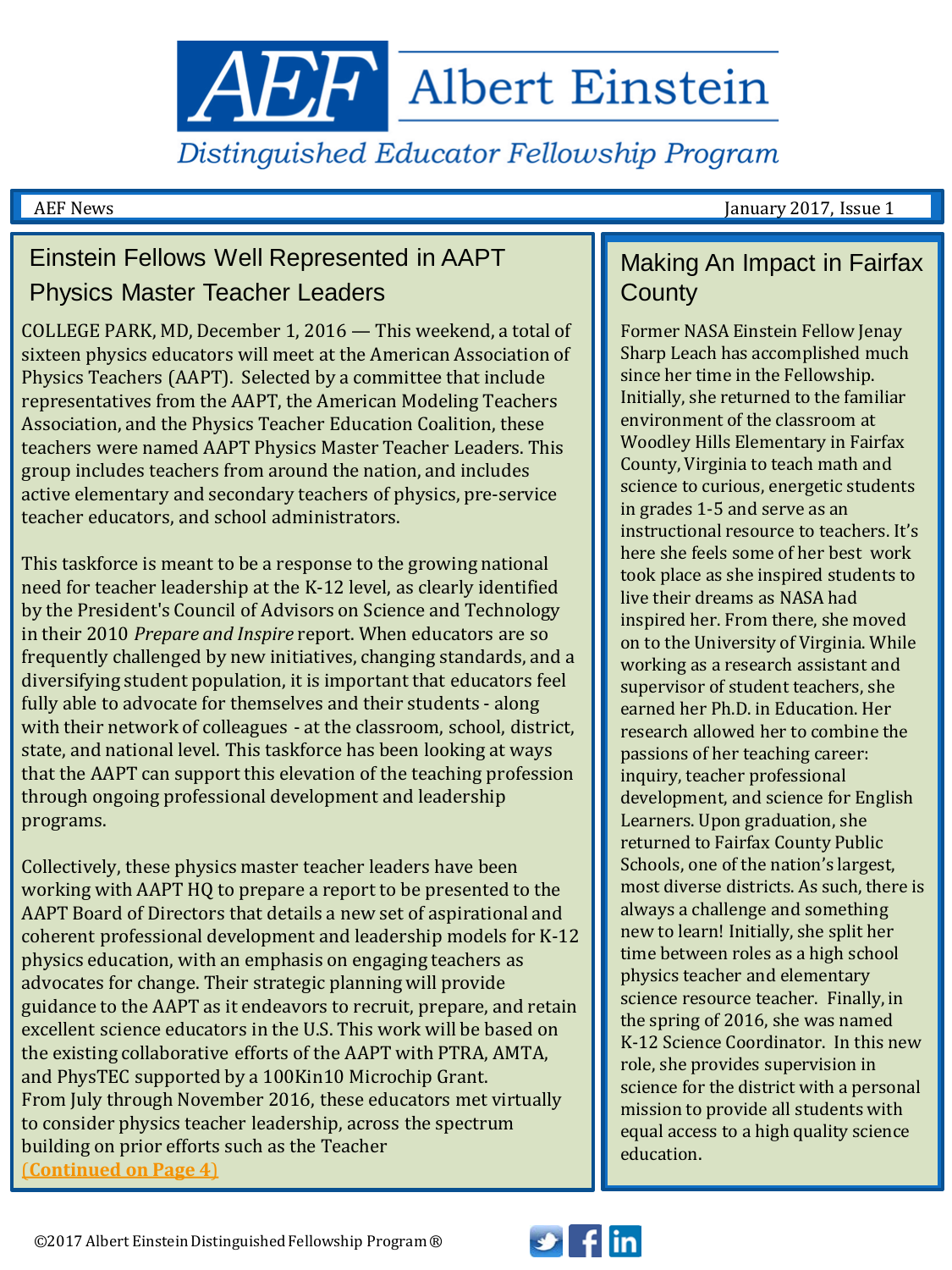# Albert Einstein Distinguished Educator Fellowship Program

AEF News — January 2017, Issue 1

## Einstein Fellows Well Represented in AAPT Physics Master Teacher Leaders

COLLEGE PARK, MD, December 1, 2016 — This weekend, a total of sixteen physics educators will meet at the American Association of Physics Teachers (AAPT). Selected by a committee that include representatives from the AAPT, the American Modeling Teachers Association, and the Physics Teacher Education Coalition, these teachers were named AAPT Physics Master Teacher Leaders. This group includes teachers from around the nation, and includes active elementary and secondary teachers of physics, pre-service teacher educators, and school administrators.

This taskforce is meant to be a response to the growing national need for teacher leadership at the K-12 level, as clearly identified by the President's Council of Advisors on Science and Technology in their 2010 *Prepare and Inspire* report. When educators are so frequently challenged by new initiatives, changing standards, and a diversifying student population, it is important that educators feel fully able to advocate for themselves and their students - along with their network of colleagues - at the classroom, school, district, state, and national level. This taskforce has been looking at ways that the AAPT can support this elevation of the teaching profession through ongoing professional development and leadership programs.

Collectively, these physics master teacher leaders have been working with AAPT HQ to prepare a report to be presented to the AAPT Board of Directors that details a new set of aspirational and coherent professional development and leadership models for K-12 physics education, with an emphasis on engaging teachers as advocates for change. Their strategic planning will provide guidance to the AAPT as it endeavors to recruit, prepare, and retain excellent science educators in the U.S. This work will be based on the existing collaborative efforts of the AAPT with PTRA, AMTA, and PhysTEC supported by a 100Kin10 Microchip Grant. From July through November 2016, these educators met virtually to consider physics teacher leadership, across the spectrum building on prior efforts such as the Teacher

**(Continued on Page 4)**

## Making An Impact in Fairfax County

Former NASA Einstein Fellow Jenay Sharp Leach has accomplished much since her time in the Fellowship. Initially, she returned to the familiar environment of the classroom at Woodley Hills Elementary in Fairfax County, Virginia to teach math and science to curious, energetic students in grades 1-5 and serve as an instructional resource to teachers. It's here she feels some of her best work took place as she inspired students to live their dreams as NASA had inspired her. From there, she moved on to the University of Virginia. While working as a research assistant and supervisor of student teachers, she earned her Ph.D. in Education. Her research allowed her to combine the passions of her teaching career: inquiry, teacher professional development, and science for English Learners. Upon graduation, she returned to Fairfax County Public Schools, one of the nation's largest, most diverse districts. As such, there is always a challenge and something new to learn! Initially, she split her time between roles as a high school physics teacher and elementary science resource teacher. Finally, in the spring of 2016, she was named K-12 Science Coordinator. In this new role, she provides supervision in science for the district with a personal mission to provide all students with equal access to a high quality science education.

©2017 Albert Einstein Distinguished Fellowship Program®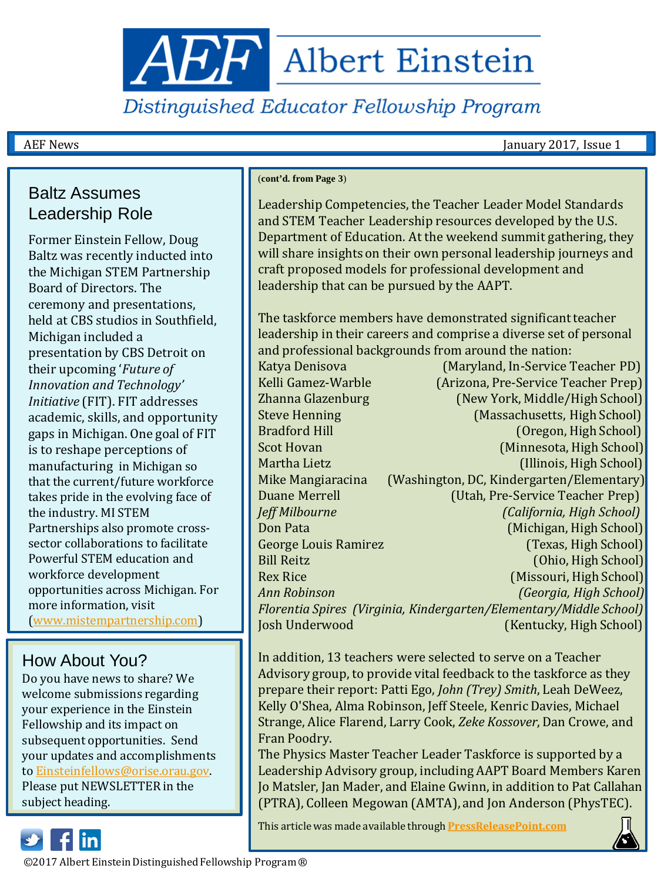# AEF Albert Einstein

*Distinguished Educator Fellowship Program*

AEF News — January 2017, Issue 1

## Baltz Assumes Leadership Role

Former Einstein Fellow, Doug Baltz was recently inducted into the Michigan STEM Partnership Board of Directors. The ceremony and presentations, held at CBS studios in Southfield, Michigan included a presentation by CBS Detroit on their upcoming '*Future of Innovation and Technology' Initiative* (FIT). FIT addresses academic, skills, and opportunity gaps in Michigan. One goal of FIT is to reshape perceptions of manufacturing in Michigan so that the current/future workforce takes pride in the evolving face of the industry. MI STEM Partnerships also promote cross-sector collaborations to facilitate Powerful STEM education and workforce development opportunities across Michigan. For more information, visit (www.mistempartnership.com)

## How About You?

Do you have news to share? We welcome submissions regarding your experience in the Einstein Fellowship and its impact on subsequent opportunities. Send your updates and accomplishments to Einsteinfellows@orise.orau.gov. Please put NEWSLETTER in the subject heading.

**(cont'd. from Page 3)**

Leadership Competencies, the Teacher Leader Model Standards and STEM Teacher Leadership resources developed by the U.S. Department of Education. At the weekend summit gathering, they will share insights on their own personal leadership journeys and craft proposed models for professional development and leadership that can be pursued by the AAPT.

The taskforce members have demonstrated significant teacher leadership in their careers and comprise a diverse set of personal and professional backgrounds from around the nation:

Katya Denisova (Maryland, In-Service Teacher PD)
Kelli Gamez-Warble (Arizona, Pre-Service Teacher Prep)
Zhanna Glazenburg (New York, Middle/High School)
Steve Henning (Massachusetts, High School)
Bradford Hill (Oregon, High School)
Scot Hovan (Minnesota, High School)
Martha Lietz (Illinois, High School)
Mike Mangiaracina (Washington, DC, Kindergarten/Elementary)
Duane Merrell (Utah, Pre-Service Teacher Prep)
*Jeff Milbourne (California, High School)*
Don Pata (Michigan, High School)
George Louis Ramirez (Texas, High School)
Bill Reitz (Ohio, High School)
Rex Rice (Missouri, High School)
*Ann Robinson (Georgia, High School)*
*Florentia Spires (Virginia, Kindergarten/Elementary/Middle School)*
Josh Underwood (Kentucky, High School)

In addition, 13 teachers were selected to serve on a Teacher Advisory group, to provide vital feedback to the taskforce as they prepare their report: Patti Ego, *John (Trey) Smith*, Leah DeWeez, Kelly O'Shea, Alma Robinson, Jeff Steele, Kenric Davies, Michael Strange, Alice Flarend, Larry Cook, *Zeke Kossover*, Dan Crowe, and Fran Poodry.

The Physics Master Teacher Leader Taskforce is supported by a Leadership Advisory group, including AAPT Board Members Karen Jo Matsler, Jan Mader, and Elaine Gwinn, in addition to Pat Callahan (PTRA), Colleen Megowan (AMTA), and Jon Anderson (PhysTEC).

This article was made available through PressReleasePoint.com

©2017 Albert Einstein Distinguished Fellowship Program®